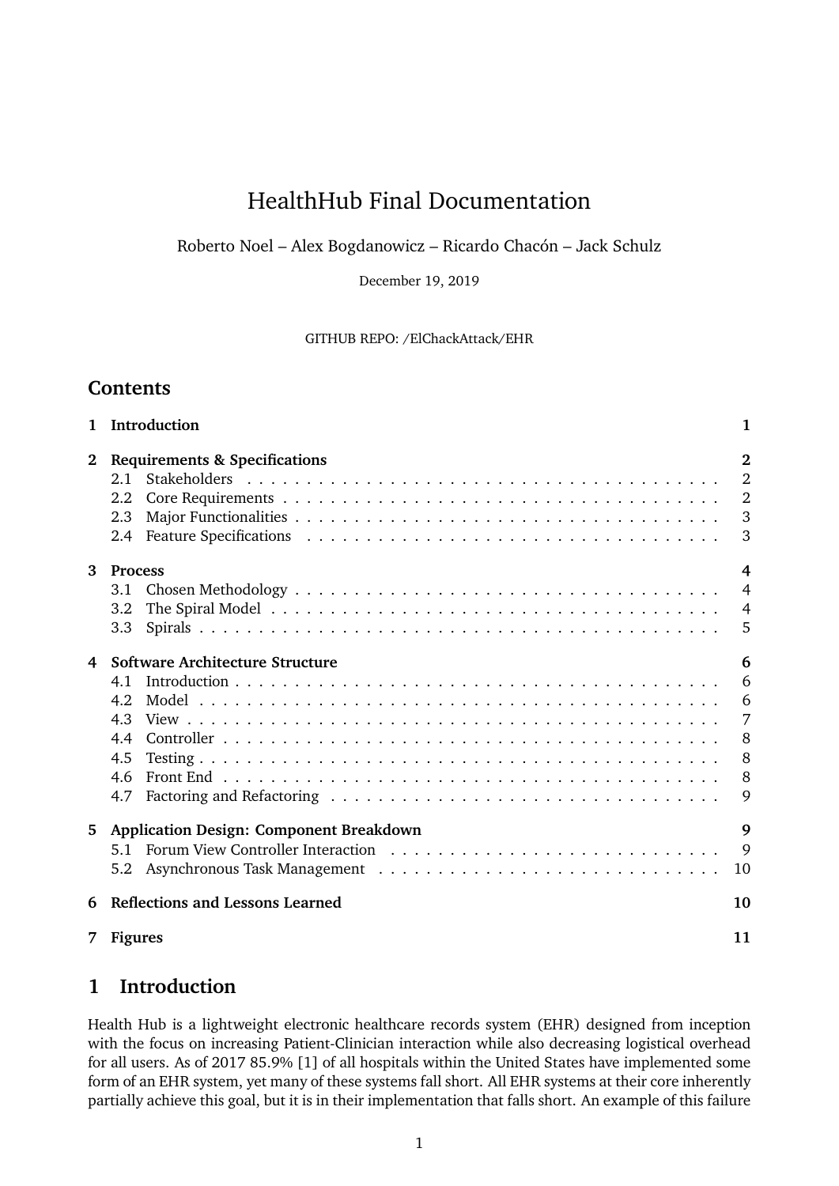# HealthHub Final Documentation

Roberto Noel – Alex Bogdanowicz – Ricardo Chacón – Jack Schulz

December 19, 2019

GITHUB REPO: /ElChackAttack/EHR

## Contents

**1 Introduction** **1**

**2 Requirements & Specifications** **2**
- 2.1 Stakeholders . . . 2
- 2.2 Core Requirements . . . 2
- 2.3 Major Functionalities . . . 3
- 2.4 Feature Specifications . . . 3

**3 Process** **4**
- 3.1 Chosen Methodology . . . 4
- 3.2 The Spiral Model . . . 4
- 3.3 Spirals . . . 5

**4 Software Architecture Structure** **6**
- 4.1 Introduction . . . 6
- 4.2 Model . . . 6
- 4.3 View . . . 7
- 4.4 Controller . . . 8
- 4.5 Testing . . . 8
- 4.6 Front End . . . 8
- 4.7 Factoring and Refactoring . . . 9

**5 Application Design: Component Breakdown** **9**
- 5.1 Forum View Controller Interaction . . . 9
- 5.2 Asynchronous Task Management . . . 10

**6 Reflections and Lessons Learned** **10**

**7 Figures** **11**

## 1 Introduction

Health Hub is a lightweight electronic healthcare records system (EHR) designed from inception with the focus on increasing Patient-Clinician interaction while also decreasing logistical overhead for all users. As of 2017 85.9% [1] of all hospitals within the United States have implemented some form of an EHR system, yet many of these systems fall short. All EHR systems at their core inherently partially achieve this goal, but it is in their implementation that falls short. An example of this failure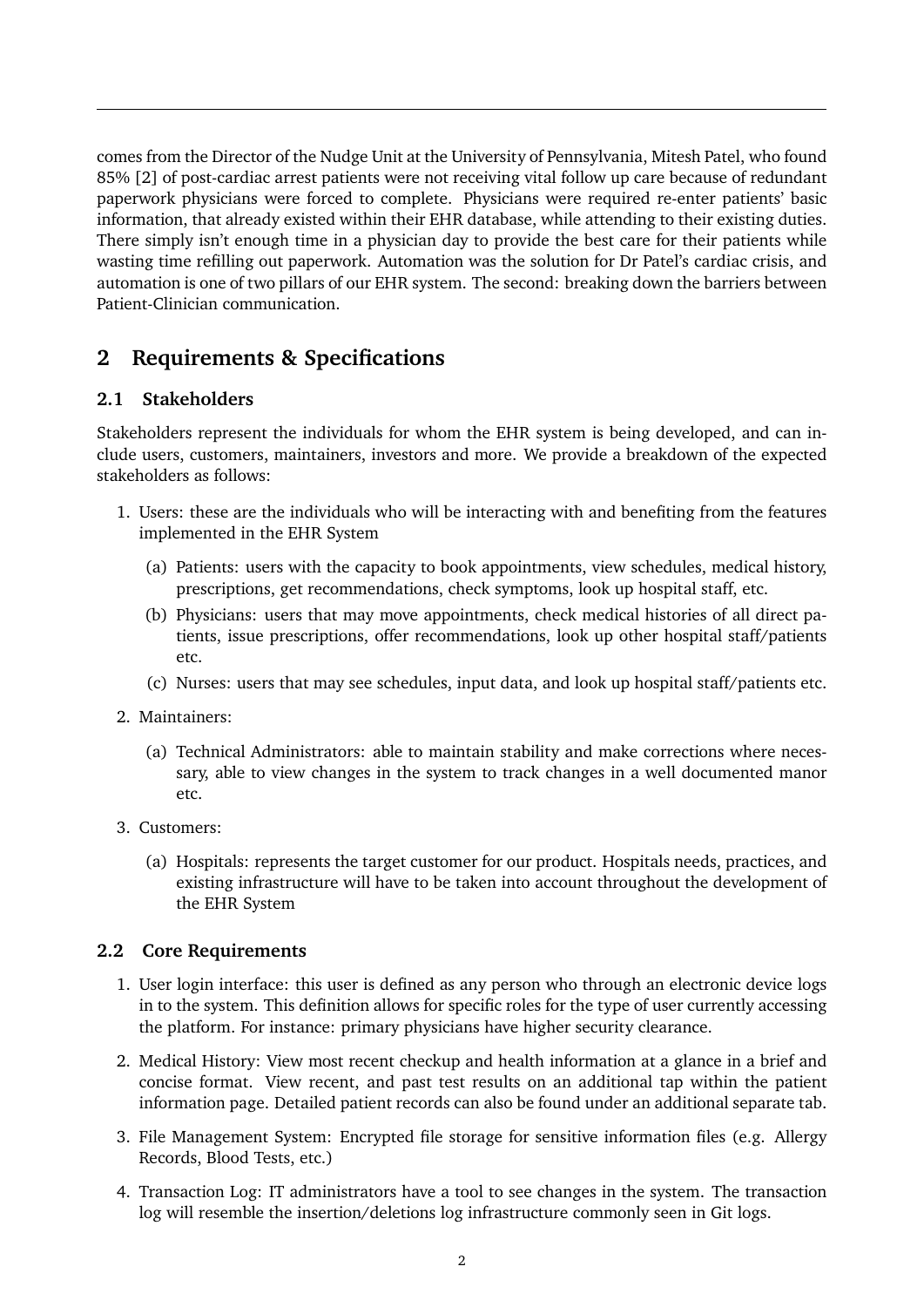comes from the Director of the Nudge Unit at the University of Pennsylvania, Mitesh Patel, who found 85% [2] of post-cardiac arrest patients were not receiving vital follow up care because of redundant paperwork physicians were forced to complete. Physicians were required re-enter patients' basic information, that already existed within their EHR database, while attending to their existing duties. There simply isn't enough time in a physician day to provide the best care for their patients while wasting time refilling out paperwork. Automation was the solution for Dr Patel's cardiac crisis, and automation is one of two pillars of our EHR system. The second: breaking down the barriers between Patient-Clinician communication.

## 2 Requirements & Specifications

### 2.1 Stakeholders

Stakeholders represent the individuals for whom the EHR system is being developed, and can include users, customers, maintainers, investors and more. We provide a breakdown of the expected stakeholders as follows:

1. Users: these are the individuals who will be interacting with and benefiting from the features implemented in the EHR System
   (a) Patients: users with the capacity to book appointments, view schedules, medical history, prescriptions, get recommendations, check symptoms, look up hospital staff, etc.
   (b) Physicians: users that may move appointments, check medical histories of all direct patients, issue prescriptions, offer recommendations, look up other hospital staff/patients etc.
   (c) Nurses: users that may see schedules, input data, and look up hospital staff/patients etc.
2. Maintainers:
   (a) Technical Administrators: able to maintain stability and make corrections where necessary, able to view changes in the system to track changes in a well documented manor etc.
3. Customers:
   (a) Hospitals: represents the target customer for our product. Hospitals needs, practices, and existing infrastructure will have to be taken into account throughout the development of the EHR System

### 2.2 Core Requirements

1. User login interface: this user is defined as any person who through an electronic device logs in to the system. This definition allows for specific roles for the type of user currently accessing the platform. For instance: primary physicians have higher security clearance.
2. Medical History: View most recent checkup and health information at a glance in a brief and concise format. View recent, and past test results on an additional tap within the patient information page. Detailed patient records can also be found under an additional separate tab.
3. File Management System: Encrypted file storage for sensitive information files (e.g. Allergy Records, Blood Tests, etc.)
4. Transaction Log: IT administrators have a tool to see changes in the system. The transaction log will resemble the insertion/deletions log infrastructure commonly seen in Git logs.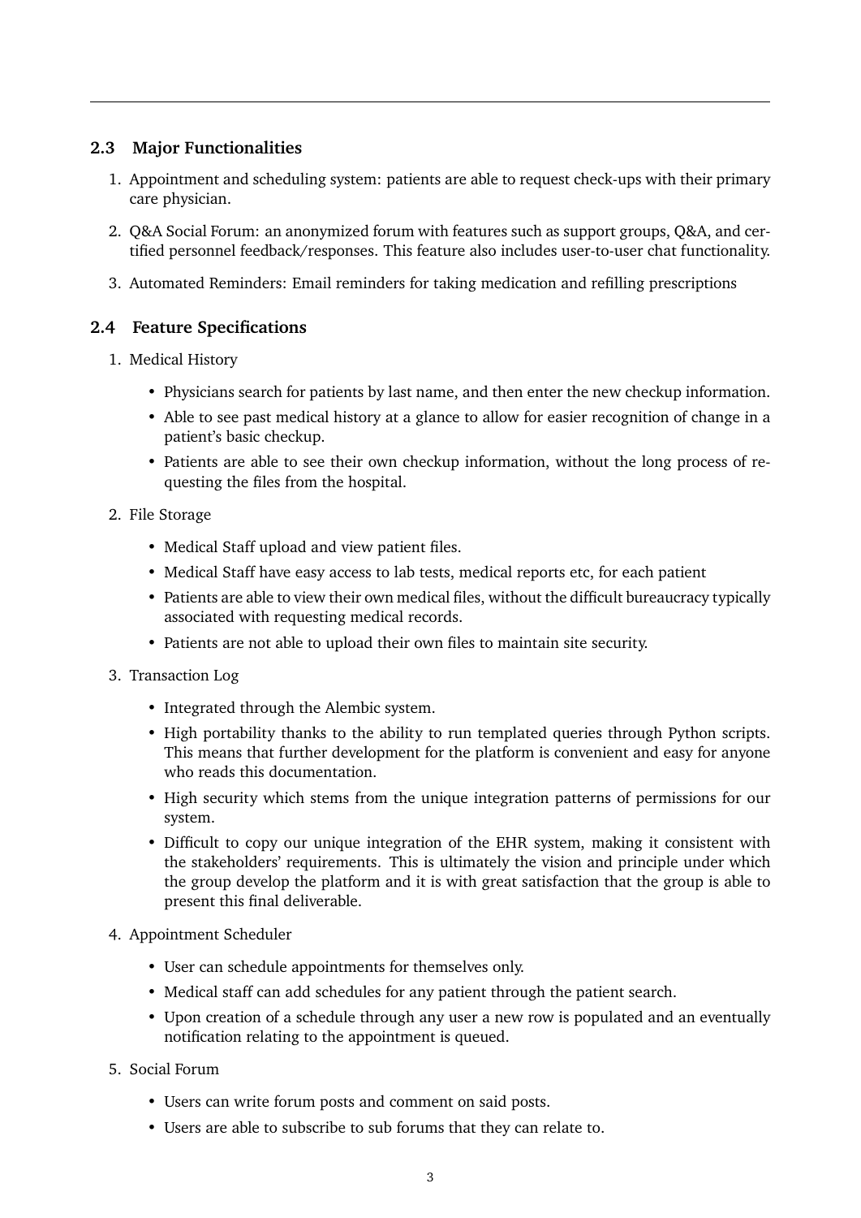### 2.3 Major Functionalities

1. Appointment and scheduling system: patients are able to request check-ups with their primary care physician.

2. Q&A Social Forum: an anonymized forum with features such as support groups, Q&A, and certified personnel feedback/responses. This feature also includes user-to-user chat functionality.

3. Automated Reminders: Email reminders for taking medication and refilling prescriptions

### 2.4 Feature Specifications

1. Medical History
   - Physicians search for patients by last name, and then enter the new checkup information.
   - Able to see past medical history at a glance to allow for easier recognition of change in a patient's basic checkup.
   - Patients are able to see their own checkup information, without the long process of requesting the files from the hospital.

2. File Storage
   - Medical Staff upload and view patient files.
   - Medical Staff have easy access to lab tests, medical reports etc, for each patient
   - Patients are able to view their own medical files, without the difficult bureaucracy typically associated with requesting medical records.
   - Patients are not able to upload their own files to maintain site security.

3. Transaction Log
   - Integrated through the Alembic system.
   - High portability thanks to the ability to run templated queries through Python scripts. This means that further development for the platform is convenient and easy for anyone who reads this documentation.
   - High security which stems from the unique integration patterns of permissions for our system.
   - Difficult to copy our unique integration of the EHR system, making it consistent with the stakeholders' requirements. This is ultimately the vision and principle under which the group develop the platform and it is with great satisfaction that the group is able to present this final deliverable.

4. Appointment Scheduler
   - User can schedule appointments for themselves only.
   - Medical staff can add schedules for any patient through the patient search.
   - Upon creation of a schedule through any user a new row is populated and an eventually notification relating to the appointment is queued.

5. Social Forum
   - Users can write forum posts and comment on said posts.
   - Users are able to subscribe to sub forums that they can relate to.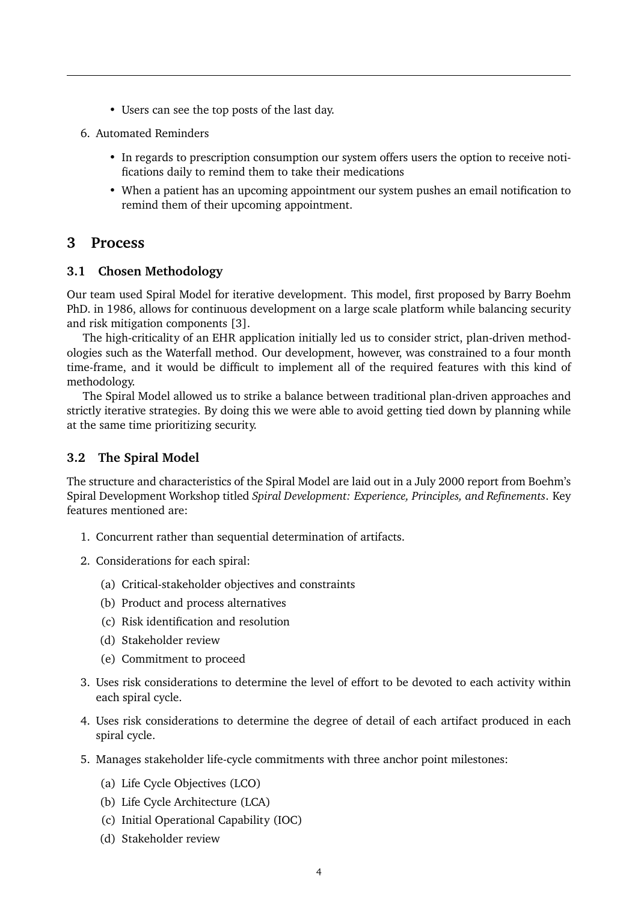- Users can see the top posts of the last day.

6. Automated Reminders

    - In regards to prescription consumption our system offers users the option to receive notifications daily to remind them to take their medications
    - When a patient has an upcoming appointment our system pushes an email notification to remind them of their upcoming appointment.

## 3 Process

### 3.1 Chosen Methodology

Our team used Spiral Model for iterative development. This model, first proposed by Barry Boehm PhD. in 1986, allows for continuous development on a large scale platform while balancing security and risk mitigation components [3].

The high-criticality of an EHR application initially led us to consider strict, plan-driven methodologies such as the Waterfall method. Our development, however, was constrained to a four month time-frame, and it would be difficult to implement all of the required features with this kind of methodology.

The Spiral Model allowed us to strike a balance between traditional plan-driven approaches and strictly iterative strategies. By doing this we were able to avoid getting tied down by planning while at the same time prioritizing security.

### 3.2 The Spiral Model

The structure and characteristics of the Spiral Model are laid out in a July 2000 report from Boehm's Spiral Development Workshop titled *Spiral Development: Experience, Principles, and Refinements*. Key features mentioned are:

1. Concurrent rather than sequential determination of artifacts.
2. Considerations for each spiral:
    (a) Critical-stakeholder objectives and constraints
    (b) Product and process alternatives
    (c) Risk identification and resolution
    (d) Stakeholder review
    (e) Commitment to proceed
3. Uses risk considerations to determine the level of effort to be devoted to each activity within each spiral cycle.
4. Uses risk considerations to determine the degree of detail of each artifact produced in each spiral cycle.
5. Manages stakeholder life-cycle commitments with three anchor point milestones:
    (a) Life Cycle Objectives (LCO)
    (b) Life Cycle Architecture (LCA)
    (c) Initial Operational Capability (IOC)
    (d) Stakeholder review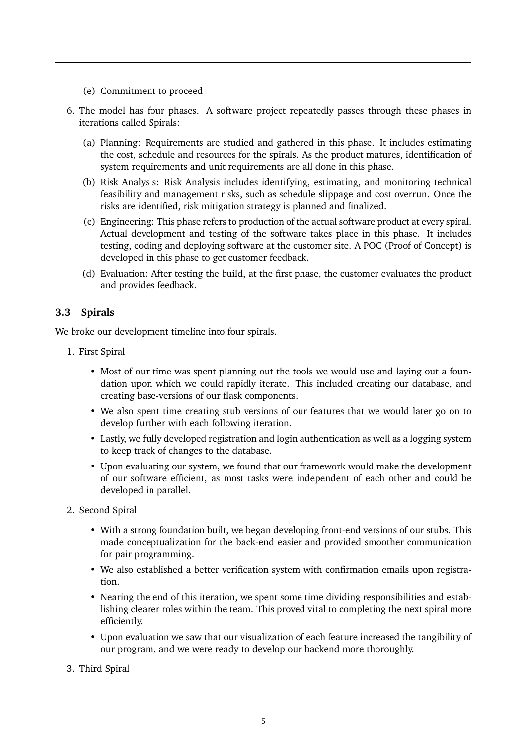(e) Commitment to proceed

6. The model has four phases. A software project repeatedly passes through these phases in iterations called Spirals:

   (a) Planning: Requirements are studied and gathered in this phase. It includes estimating the cost, schedule and resources for the spirals. As the product matures, identification of system requirements and unit requirements are all done in this phase.

   (b) Risk Analysis: Risk Analysis includes identifying, estimating, and monitoring technical feasibility and management risks, such as schedule slippage and cost overrun. Once the risks are identified, risk mitigation strategy is planned and finalized.

   (c) Engineering: This phase refers to production of the actual software product at every spiral. Actual development and testing of the software takes place in this phase. It includes testing, coding and deploying software at the customer site. A POC (Proof of Concept) is developed in this phase to get customer feedback.

   (d) Evaluation: After testing the build, at the first phase, the customer evaluates the product and provides feedback.

### 3.3 Spirals

We broke our development timeline into four spirals.

1. First Spiral
   - Most of our time was spent planning out the tools we would use and laying out a foundation upon which we could rapidly iterate. This included creating our database, and creating base-versions of our flask components.
   - We also spent time creating stub versions of our features that we would later go on to develop further with each following iteration.
   - Lastly, we fully developed registration and login authentication as well as a logging system to keep track of changes to the database.
   - Upon evaluating our system, we found that our framework would make the development of our software efficient, as most tasks were independent of each other and could be developed in parallel.

2. Second Spiral
   - With a strong foundation built, we began developing front-end versions of our stubs. This made conceptualization for the back-end easier and provided smoother communication for pair programming.
   - We also established a better verification system with confirmation emails upon registration.
   - Nearing the end of this iteration, we spent some time dividing responsibilities and establishing clearer roles within the team. This proved vital to completing the next spiral more efficiently.
   - Upon evaluation we saw that our visualization of each feature increased the tangibility of our program, and we were ready to develop our backend more thoroughly.

3. Third Spiral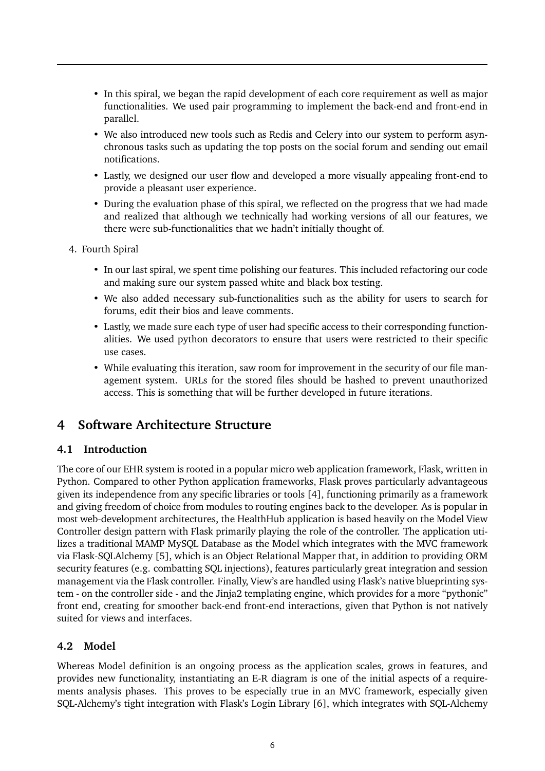- In this spiral, we began the rapid development of each core requirement as well as major functionalities. We used pair programming to implement the back-end and front-end in parallel.
- We also introduced new tools such as Redis and Celery into our system to perform asynchronous tasks such as updating the top posts on the social forum and sending out email notifications.
- Lastly, we designed our user flow and developed a more visually appealing front-end to provide a pleasant user experience.
- During the evaluation phase of this spiral, we reflected on the progress that we had made and realized that although we technically had working versions of all our features, we there were sub-functionalities that we hadn't initially thought of.

4. Fourth Spiral

   - In our last spiral, we spent time polishing our features. This included refactoring our code and making sure our system passed white and black box testing.
   - We also added necessary sub-functionalities such as the ability for users to search for forums, edit their bios and leave comments.
   - Lastly, we made sure each type of user had specific access to their corresponding functionalities. We used python decorators to ensure that users were restricted to their specific use cases.
   - While evaluating this iteration, saw room for improvement in the security of our file management system. URLs for the stored files should be hashed to prevent unauthorized access. This is something that will be further developed in future iterations.

# 4 Software Architecture Structure

## 4.1 Introduction

The core of our EHR system is rooted in a popular micro web application framework, Flask, written in Python. Compared to other Python application frameworks, Flask proves particularly advantageous given its independence from any specific libraries or tools [4], functioning primarily as a framework and giving freedom of choice from modules to routing engines back to the developer. As is popular in most web-development architectures, the HealthHub application is based heavily on the Model View Controller design pattern with Flask primarily playing the role of the controller. The application utilizes a traditional MAMP MySQL Database as the Model which integrates with the MVC framework via Flask-SQLAlchemy [5], which is an Object Relational Mapper that, in addition to providing ORM security features (e.g. combatting SQL injections), features particularly great integration and session management via the Flask controller. Finally, View's are handled using Flask's native blueprinting system - on the controller side - and the Jinja2 templating engine, which provides for a more "pythonic" front end, creating for smoother back-end front-end interactions, given that Python is not natively suited for views and interfaces.

## 4.2 Model

Whereas Model definition is an ongoing process as the application scales, grows in features, and provides new functionality, instantiating an E-R diagram is one of the initial aspects of a requirements analysis phases. This proves to be especially true in an MVC framework, especially given SQL-Alchemy's tight integration with Flask's Login Library [6], which integrates with SQL-Alchemy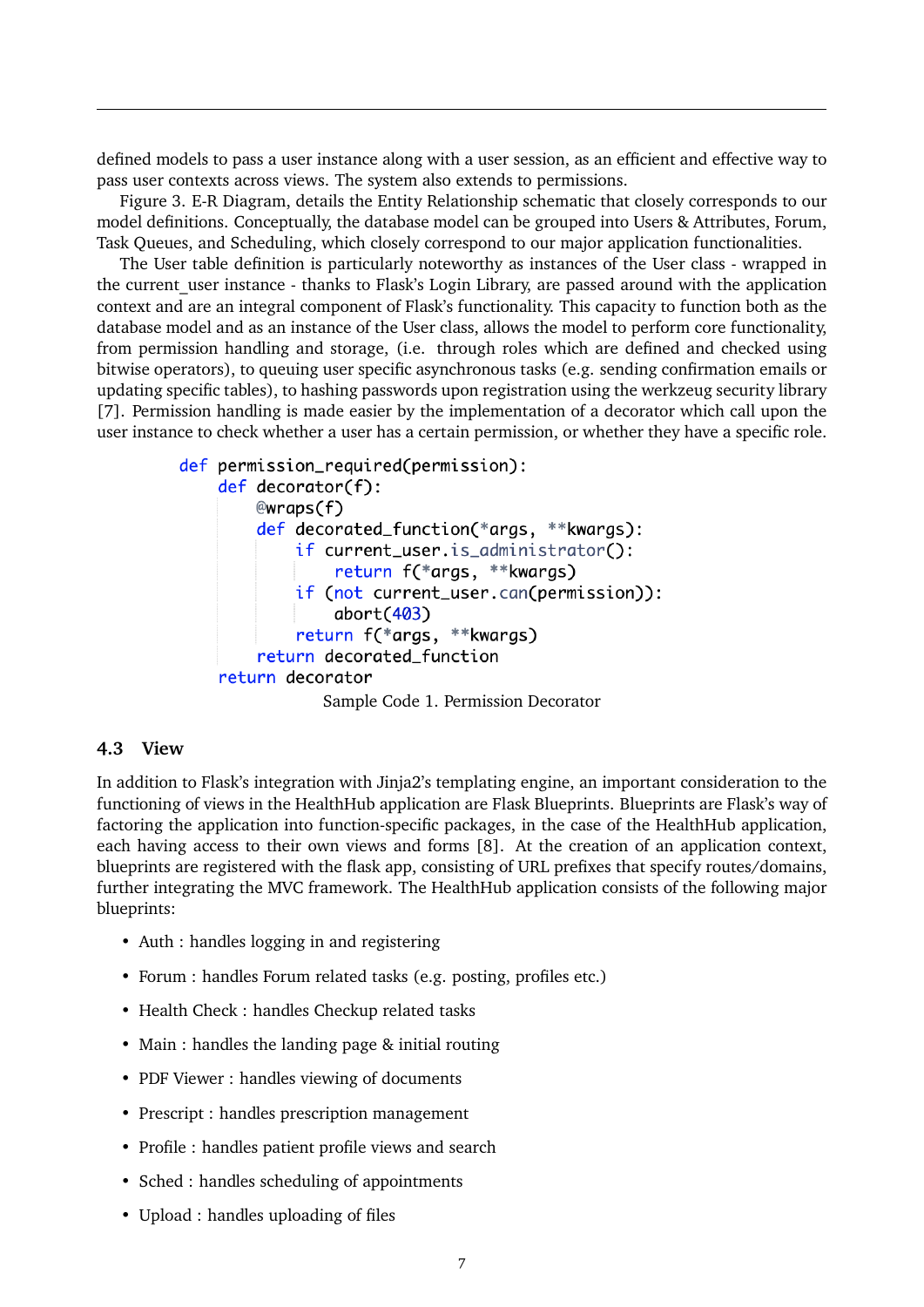defined models to pass a user instance along with a user session, as an efficient and effective way to pass user contexts across views. The system also extends to permissions.

Figure 3. E-R Diagram, details the Entity Relationship schematic that closely corresponds to our model definitions. Conceptually, the database model can be grouped into Users & Attributes, Forum, Task Queues, and Scheduling, which closely correspond to our major application functionalities.

The User table definition is particularly noteworthy as instances of the User class - wrapped in the current_user instance - thanks to Flask's Login Library, are passed around with the application context and are an integral component of Flask's functionality. This capacity to function both as the database model and as an instance of the User class, allows the model to perform core functionality, from permission handling and storage, (i.e. through roles which are defined and checked using bitwise operators), to queuing user specific asynchronous tasks (e.g. sending confirmation emails or updating specific tables), to hashing passwords upon registration using the werkzeug security library [7]. Permission handling is made easier by the implementation of a decorator which call upon the user instance to check whether a user has a certain permission, or whether they have a specific role.

```
def permission_required(permission):
    def decorator(f):
        @wraps(f)
        def decorated_function(*args, **kwargs):
            if current_user.is_administrator():
                return f(*args, **kwargs)
            if (not current_user.can(permission)):
                abort(403)
            return f(*args, **kwargs)
        return decorated_function
    return decorator
```

Sample Code 1. Permission Decorator

### 4.3 View

In addition to Flask's integration with Jinja2's templating engine, an important consideration to the functioning of views in the HealthHub application are Flask Blueprints. Blueprints are Flask's way of factoring the application into function-specific packages, in the case of the HealthHub application, each having access to their own views and forms [8]. At the creation of an application context, blueprints are registered with the flask app, consisting of URL prefixes that specify routes/domains, further integrating the MVC framework. The HealthHub application consists of the following major blueprints:

- Auth : handles logging in and registering
- Forum : handles Forum related tasks (e.g. posting, profiles etc.)
- Health Check : handles Checkup related tasks
- Main : handles the landing page & initial routing
- PDF Viewer : handles viewing of documents
- Prescript : handles prescription management
- Profile : handles patient profile views and search
- Sched : handles scheduling of appointments
- Upload : handles uploading of files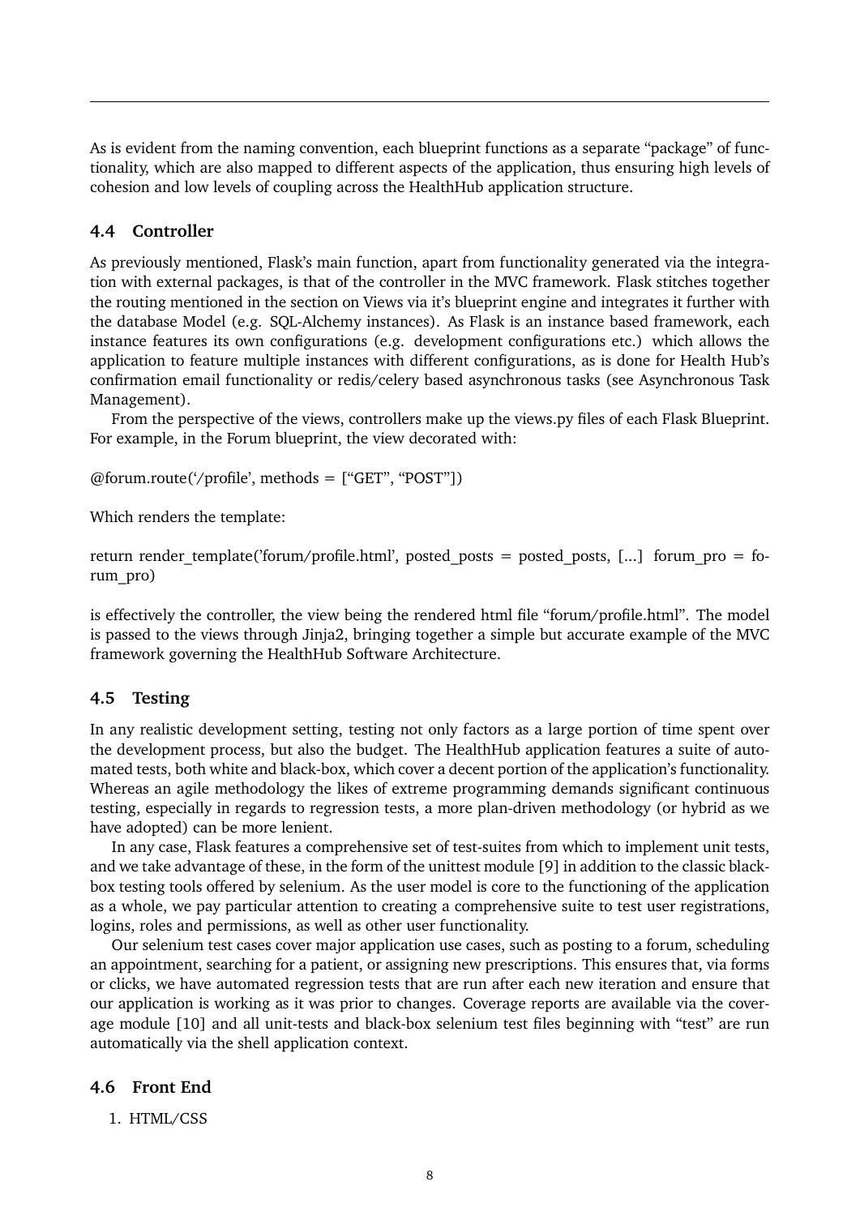As is evident from the naming convention, each blueprint functions as a separate "package" of functionality, which are also mapped to different aspects of the application, thus ensuring high levels of cohesion and low levels of coupling across the HealthHub application structure.

### 4.4 Controller

As previously mentioned, Flask's main function, apart from functionality generated via the integration with external packages, is that of the controller in the MVC framework. Flask stitches together the routing mentioned in the section on Views via it's blueprint engine and integrates it further with the database Model (e.g. SQL-Alchemy instances). As Flask is an instance based framework, each instance features its own configurations (e.g. development configurations etc.) which allows the application to feature multiple instances with different configurations, as is done for Health Hub's confirmation email functionality or redis/celery based asynchronous tasks (see Asynchronous Task Management).

From the perspective of the views, controllers make up the views.py files of each Flask Blueprint. For example, in the Forum blueprint, the view decorated with:

@forum.route('/profile', methods = ["GET", "POST"])

Which renders the template:

return render_template('forum/profile.html', posted_posts = posted_posts, [...] forum_pro = forum_pro)

is effectively the controller, the view being the rendered html file "forum/profile.html". The model is passed to the views through Jinja2, bringing together a simple but accurate example of the MVC framework governing the HealthHub Software Architecture.

### 4.5 Testing

In any realistic development setting, testing not only factors as a large portion of time spent over the development process, but also the budget. The HealthHub application features a suite of automated tests, both white and black-box, which cover a decent portion of the application's functionality. Whereas an agile methodology the likes of extreme programming demands significant continuous testing, especially in regards to regression tests, a more plan-driven methodology (or hybrid as we have adopted) can be more lenient.

In any case, Flask features a comprehensive set of test-suites from which to implement unit tests, and we take advantage of these, in the form of the unittest module [9] in addition to the classic black-box testing tools offered by selenium. As the user model is core to the functioning of the application as a whole, we pay particular attention to creating a comprehensive suite to test user registrations, logins, roles and permissions, as well as other user functionality.

Our selenium test cases cover major application use cases, such as posting to a forum, scheduling an appointment, searching for a patient, or assigning new prescriptions. This ensures that, via forms or clicks, we have automated regression tests that are run after each new iteration and ensure that our application is working as it was prior to changes. Coverage reports are available via the coverage module [10] and all unit-tests and black-box selenium test files beginning with "test" are run automatically via the shell application context.

### 4.6 Front End

1. HTML/CSS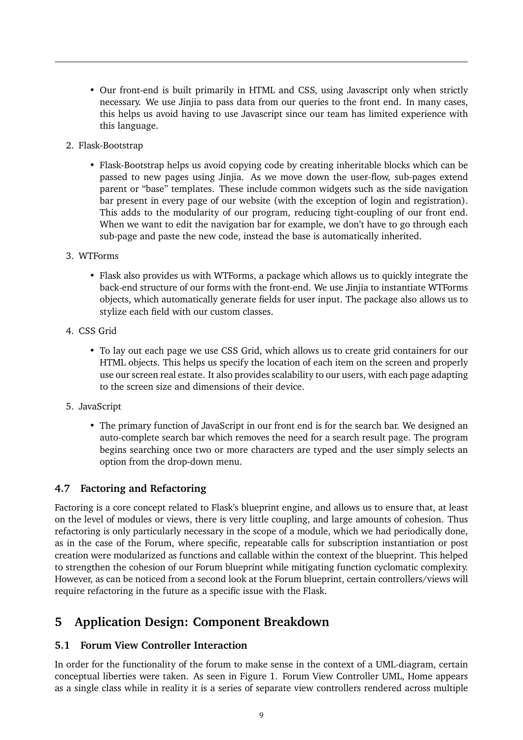- Our front-end is built primarily in HTML and CSS, using Javascript only when strictly necessary. We use Jinjia to pass data from our queries to the front end. In many cases, this helps us avoid having to use Javascript since our team has limited experience with this language.

2. Flask-Bootstrap

   - Flask-Bootstrap helps us avoid copying code by creating inheritable blocks which can be passed to new pages using Jinjia. As we move down the user-flow, sub-pages extend parent or "base" templates. These include common widgets such as the side navigation bar present in every page of our website (with the exception of login and registration). This adds to the modularity of our program, reducing tight-coupling of our front end. When we want to edit the navigation bar for example, we don't have to go through each sub-page and paste the new code, instead the base is automatically inherited.

3. WTForms

   - Flask also provides us with WTForms, a package which allows us to quickly integrate the back-end structure of our forms with the front-end. We use Jinjia to instantiate WTForms objects, which automatically generate fields for user input. The package also allows us to stylize each field with our custom classes.

4. CSS Grid

   - To lay out each page we use CSS Grid, which allows us to create grid containers for our HTML objects. This helps us specify the location of each item on the screen and properly use our screen real estate. It also provides scalability to our users, with each page adapting to the screen size and dimensions of their device.

5. JavaScript

   - The primary function of JavaScript in our front end is for the search bar. We designed an auto-complete search bar which removes the need for a search result page. The program begins searching once two or more characters are typed and the user simply selects an option from the drop-down menu.

### 4.7 Factoring and Refactoring

Factoring is a core concept related to Flask's blueprint engine, and allows us to ensure that, at least on the level of modules or views, there is very little coupling, and large amounts of cohesion. Thus refactoring is only particularly necessary in the scope of a module, which we had periodically done, as in the case of the Forum, where specific, repeatable calls for subscription instantiation or post creation were modularized as functions and callable within the context of the blueprint. This helped to strengthen the cohesion of our Forum blueprint while mitigating function cyclomatic complexity. However, as can be noticed from a second look at the Forum blueprint, certain controllers/views will require refactoring in the future as a specific issue with the Flask.

## 5 Application Design: Component Breakdown

### 5.1 Forum View Controller Interaction

In order for the functionality of the forum to make sense in the context of a UML-diagram, certain conceptual liberties were taken. As seen in Figure 1. Forum View Controller UML, Home appears as a single class while in reality it is a series of separate view controllers rendered across multiple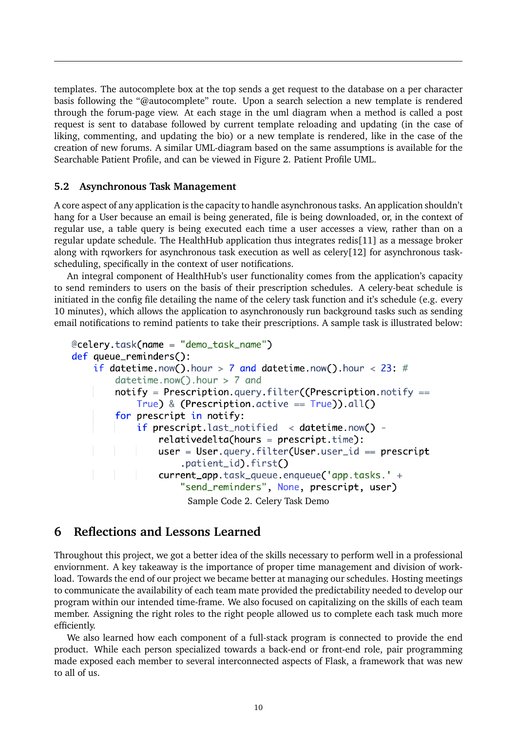templates. The autocomplete box at the top sends a get request to the database on a per character basis following the "@autocomplete" route. Upon a search selection a new template is rendered through the forum-page view. At each stage in the uml diagram when a method is called a post request is sent to database followed by current template reloading and updating (in the case of liking, commenting, and updating the bio) or a new template is rendered, like in the case of the creation of new forums. A similar UML-diagram based on the same assumptions is available for the Searchable Patient Profile, and can be viewed in Figure 2. Patient Profile UML.

### 5.2 Asynchronous Task Management

A core aspect of any application is the capacity to handle asynchronous tasks. An application shouldn't hang for a User because an email is being generated, file is being downloaded, or, in the context of regular use, a table query is being executed each time a user accesses a view, rather than on a regular update schedule. The HealthHub application thus integrates redis[11] as a message broker along with rqworkers for asynchronous task execution as well as celery[12] for asynchronous task-scheduling, specifically in the context of user notifications.

An integral component of HealthHub's user functionality comes from the application's capacity to send reminders to users on the basis of their prescription schedules. A celery-beat schedule is initiated in the config file detailing the name of the celery task function and it's schedule (e.g. every 10 minutes), which allows the application to asynchronously run background tasks such as sending email notifications to remind patients to take their prescriptions. A sample task is illustrated below:

```
@celery.task(name = "demo_task_name")
def queue_reminders():
    if datetime.now().hour > 7 and datetime.now().hour < 23: #
        datetime.now().hour > 7 and
        notify = Prescription.query.filter((Prescription.notify ==
            True) & (Prescription.active == True)).all()
        for prescript in notify:
            if prescript.last_notified  < datetime.now() -
                relativedelta(hours = prescript.time):
                user = User.query.filter(User.user_id == prescript
                    .patient_id).first()
                current_app.task_queue.enqueue('app.tasks.' +
                    "send_reminders", None, prescript, user)
```

Sample Code 2. Celery Task Demo

## 6 Reflections and Lessons Learned

Throughout this project, we got a better idea of the skills necessary to perform well in a professional enviornment. A key takeaway is the importance of proper time management and division of workload. Towards the end of our project we became better at managing our schedules. Hosting meetings to communicate the availability of each team mate provided the predictability needed to develop our program within our intended time-frame. We also focused on capitalizing on the skills of each team member. Assigning the right roles to the right people allowed us to complete each task much more efficiently.

We also learned how each component of a full-stack program is connected to provide the end product. While each person specialized towards a back-end or front-end role, pair programming made exposed each member to several interconnected aspects of Flask, a framework that was new to all of us.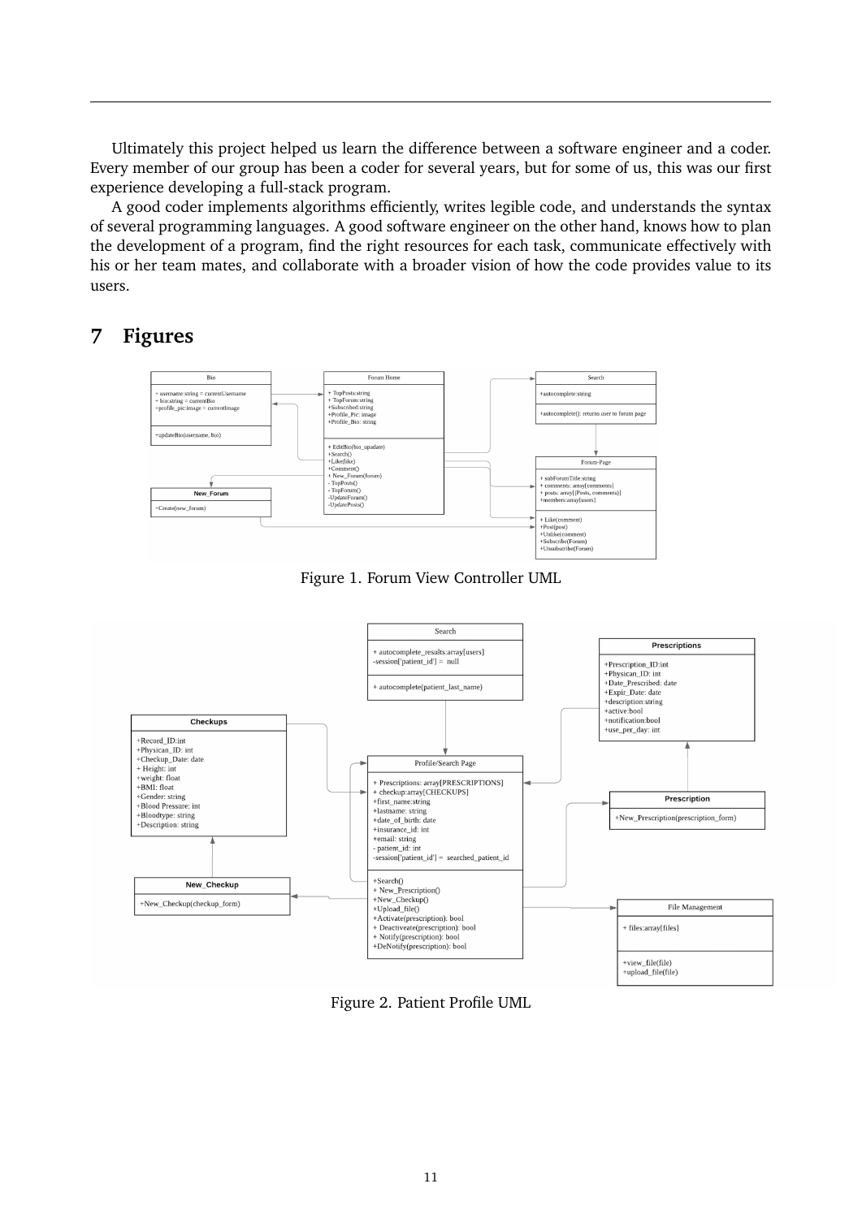Ultimately this project helped us learn the difference between a software engineer and a coder. Every member of our group has been a coder for several years, but for some of us, this was our first experience developing a full-stack program.

A good coder implements algorithms efficiently, writes legible code, and understands the syntax of several programming languages. A good software engineer on the other hand, knows how to plan the development of a program, find the right resources for each task, communicate effectively with his or her team mates, and collaborate with a broader vision of how the code provides value to its users.

## 7 Figures

Figure 1. Forum View Controller UML

Figure 2. Patient Profile UML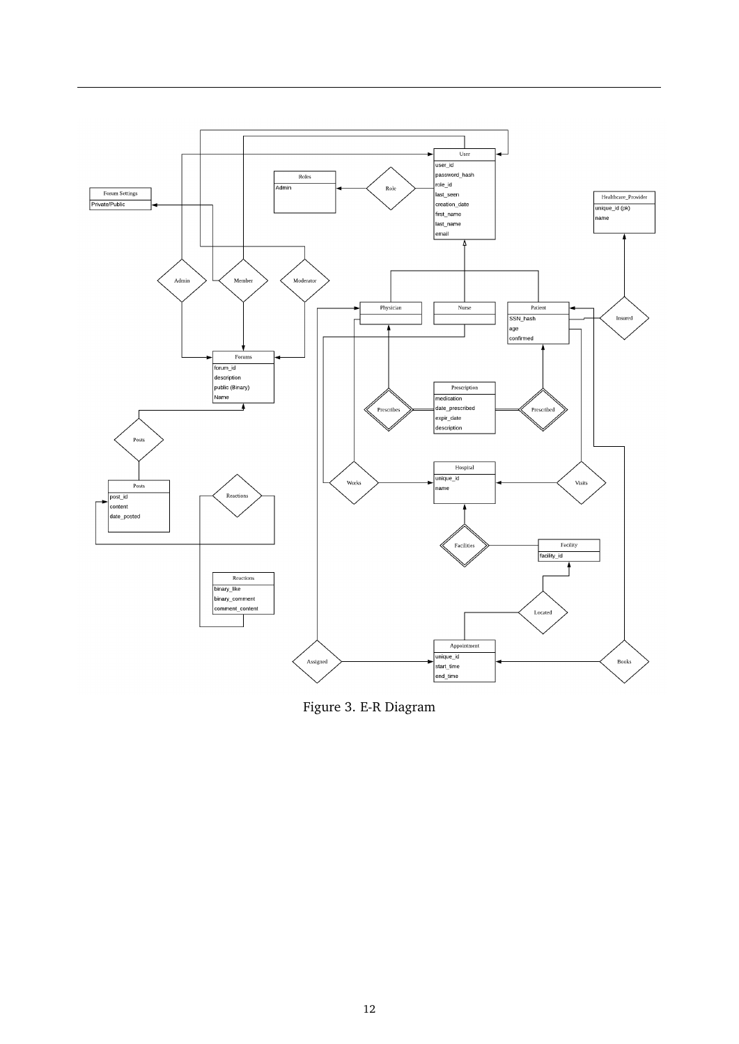Figure 3. E-R Diagram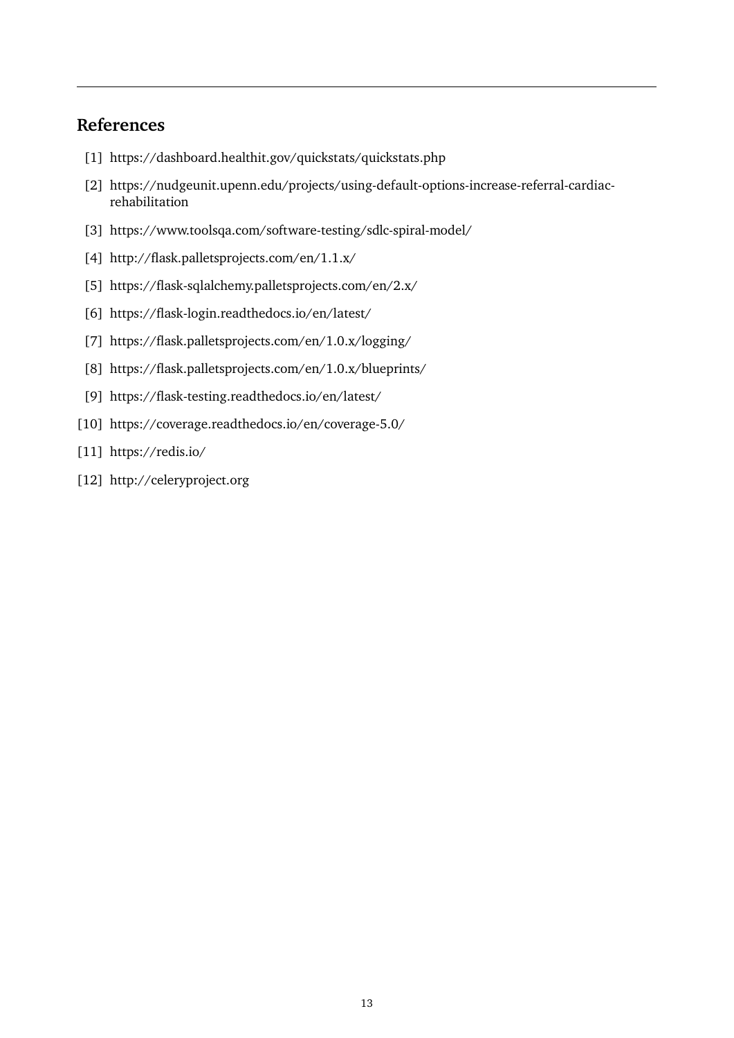## References

[1] https://dashboard.healthit.gov/quickstats/quickstats.php

[2] https://nudgeunit.upenn.edu/projects/using-default-options-increase-referral-cardiac-rehabilitation

[3] https://www.toolsqa.com/software-testing/sdlc-spiral-model/

[4] http://flask.palletsprojects.com/en/1.1.x/

[5] https://flask-sqlalchemy.palletsprojects.com/en/2.x/

[6] https://flask-login.readthedocs.io/en/latest/

[7] https://flask.palletsprojects.com/en/1.0.x/logging/

[8] https://flask.palletsprojects.com/en/1.0.x/blueprints/

[9] https://flask-testing.readthedocs.io/en/latest/

[10] https://coverage.readthedocs.io/en/coverage-5.0/

[11] https://redis.io/

[12] http://celeryproject.org